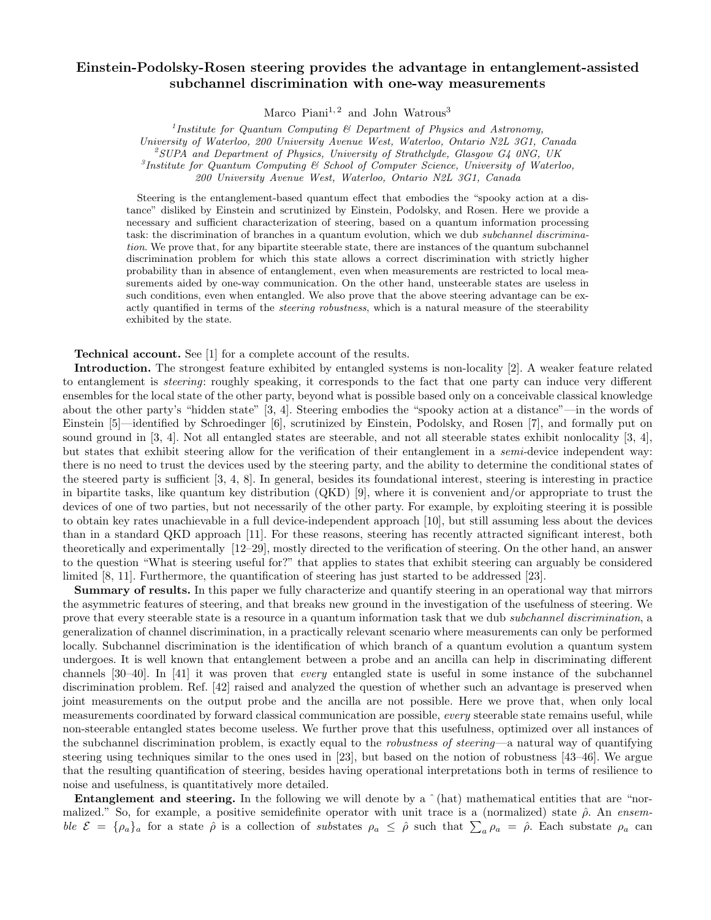# Einstein-Podolsky-Rosen steering provides the advantage in entanglement-assisted subchannel discrimination with one-way measurements

Marco Piani[1,2] and John Watrous[3]

[1]Institute for Quantum Computing & Department of Physics and Astronomy, University of Waterloo, 200 University Avenue West, Waterloo, Ontario N2L 3G1, Canada
[2]SUPA and Department of Physics, University of Strathclyde, Glasgow G4 0NG, UK
[3]Institute for Quantum Computing & School of Computer Science, University of Waterloo, 200 University Avenue West, Waterloo, Ontario N2L 3G1, Canada

Steering is the entanglement-based quantum effect that embodies the "spooky action at a distance" disliked by Einstein and scrutinized by Einstein, Podolsky, and Rosen. Here we provide a necessary and sufficient characterization of steering, based on a quantum information processing task: the discrimination of branches in a quantum evolution, which we dub *subchannel discrimination*. We prove that, for any bipartite steerable state, there are instances of the quantum subchannel discrimination problem for which this state allows a correct discrimination with strictly higher probability than in absence of entanglement, even when measurements are restricted to local measurements aided by one-way communication. On the other hand, unsteerable states are useless in such conditions, even when entangled. We also prove that the above steering advantage can be exactly quantified in terms of the *steering robustness*, which is a natural measure of the steerability exhibited by the state.

**Technical account.** See [1] for a complete account of the results.

**Introduction.** The strongest feature exhibited by entangled systems is non-locality [2]. A weaker feature related to entanglement is *steering*: roughly speaking, it corresponds to the fact that one party can induce very different ensembles for the local state of the other party, beyond what is possible based only on a conceivable classical knowledge about the other party's "hidden state" [3, 4]. Steering embodies the "spooky action at a distance"—in the words of Einstein [5]—identified by Schroedinger [6], scrutinized by Einstein, Podolsky, and Rosen [7], and formally put on sound ground in [3, 4]. Not all entangled states are steerable, and not all steerable states exhibit nonlocality [3, 4], but states that exhibit steering allow for the verification of their entanglement in a *semi*-device independent way: there is no need to trust the devices used by the steering party, and the ability to determine the conditional states of the steered party is sufficient [3, 4, 8]. In general, besides its foundational interest, steering is interesting in practice in bipartite tasks, like quantum key distribution (QKD) [9], where it is convenient and/or appropriate to trust the devices of one of two parties, but not necessarily of the other party. For example, by exploiting steering it is possible to obtain key rates unachievable in a full device-independent approach [10], but still assuming less about the devices than in a standard QKD approach [11]. For these reasons, steering has recently attracted significant interest, both theoretically and experimentally [12–29], mostly directed to the verification of steering. On the other hand, an answer to the question "What is steering useful for?" that applies to states that exhibit steering can arguably be considered limited [8, 11]. Furthermore, the quantification of steering has just started to be addressed [23].

**Summary of results.** In this paper we fully characterize and quantify steering in an operational way that mirrors the asymmetric features of steering, and that breaks new ground in the investigation of the usefulness of steering. We prove that every steerable state is a resource in a quantum information task that we dub *subchannel discrimination*, a generalization of channel discrimination, in a practically relevant scenario where measurements can only be performed locally. Subchannel discrimination is the identification of which branch of a quantum evolution a quantum system undergoes. It is well known that entanglement between a probe and an ancilla can help in discriminating different channels [30–40]. In [41] it was proven that *every* entangled state is useful in some instance of the subchannel discrimination problem. Ref. [42] raised and analyzed the question of whether such an advantage is preserved when joint measurements on the output probe and the ancilla are not possible. Here we prove that, when only local measurements coordinated by forward classical communication are possible, *every* steerable state remains useful, while non-steerable entangled states become useless. We further prove that this usefulness, optimized over all instances of the subchannel discrimination problem, is exactly equal to the *robustness of steering*—a natural way of quantifying steering using techniques similar to the ones used in [23], but based on the notion of robustness [43–46]. We argue that the resulting quantification of steering, besides having operational interpretations both in terms of resilience to noise and usefulness, is quantitatively more detailed.

**Entanglement and steering.** In the following we will denote by a ˆ (hat) mathematical entities that are "normalized." So, for example, a positive semidefinite operator with unit trace is a (normalized) state $\hat{\rho}$. An *ensemble* $\mathcal{E} = \{\rho_a\}_a$ for a state $\hat{\rho}$ is a collection of *sub*states $\rho_a \leq \hat{\rho}$ such that $\sum_a \rho_a = \hat{\rho}$. Each substate $\rho_a$ can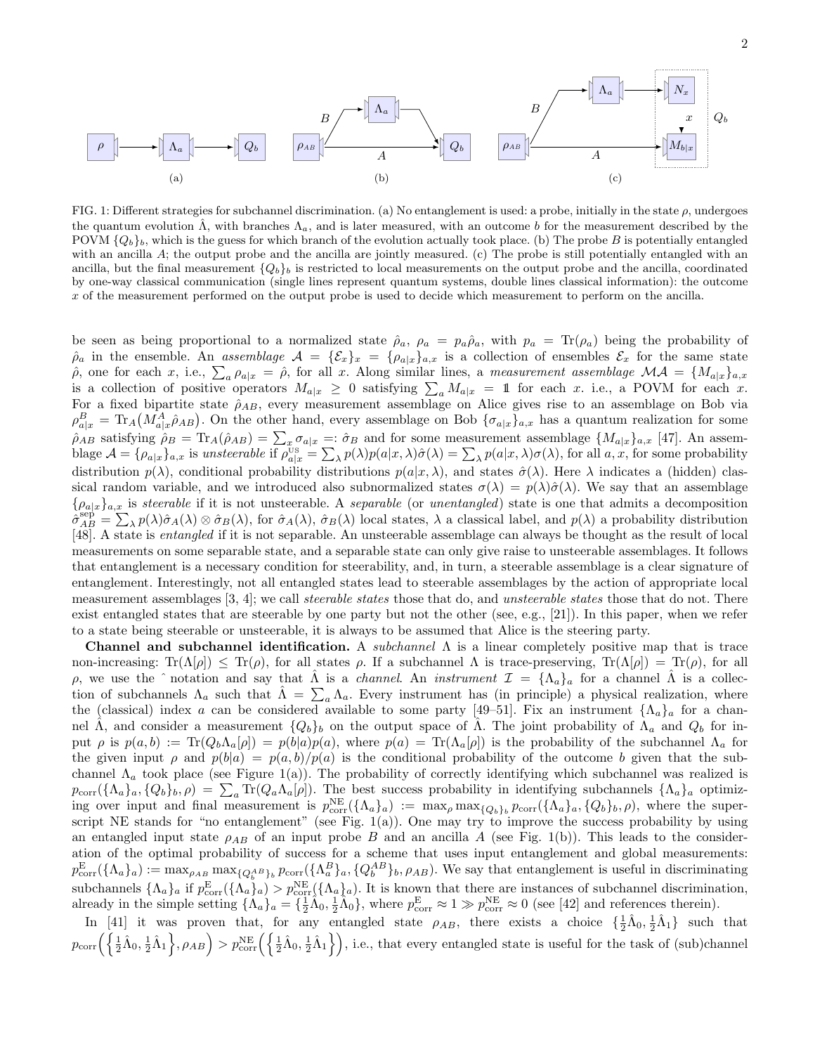FIG. 1: Different strategies for subchannel discrimination. (a) No entanglement is used: a probe, initially in the state $\rho$, undergoes the quantum evolution $\hat{\Lambda}$, with branches $\Lambda_a$, and is later measured, with an outcome $b$ for the measurement described by the POVM $\{Q_b\}_b$, which is the guess for which branch of the evolution actually took place. (b) The probe $B$ is potentially entangled with an ancilla $A$; the output probe and the ancilla are jointly measured. (c) The probe is still potentially entangled with an ancilla, but the final measurement $\{Q_b\}_b$ is restricted to local measurements on the output probe and the ancilla, coordinated by one-way classical communication (single lines represent quantum systems, double lines classical information): the outcome $x$ of the measurement performed on the output probe is used to decide which measurement to perform on the ancilla.

be seen as being proportional to a normalized state $\hat{\rho}_a$, $\rho_a = p_a\hat{\rho}_a$, with $p_a = \mathrm{Tr}(\rho_a)$ being the probability of $\hat{\rho}_a$ in the ensemble. An *assemblage* $\mathcal{A} = \{\mathcal{E}_x\}_x = \{\rho_{a|x}\}_{a,x}$ is a collection of ensembles $\mathcal{E}_x$ for the same state $\hat{\rho}$, one for each $x$, i.e., $\sum_a \rho_{a|x} = \hat{\rho}$, for all $x$. Along similar lines, a *measurement assemblage* $\mathcal{MA} = \{M_{a|x}\}_{a,x}$ is a collection of positive operators $M_{a|x} \geq 0$ satisfying $\sum_a M_{a|x} = \mathbb{1}$ for each $x$. i.e., a POVM for each $x$. For a fixed bipartite state $\hat{\rho}_{AB}$, every measurement assemblage on Alice gives rise to an assemblage on Bob via $\rho^B_{a|x} = \mathrm{Tr}_A\big(M^A_{a|x}\hat{\rho}_{AB}\big)$. On the other hand, every assemblage on Bob $\{\sigma_{a|x}\}_{a,x}$ has a quantum realization for some $\hat{\rho}_{AB}$ satisfying $\hat{\rho}_B = \mathrm{Tr}_A(\hat{\rho}_{AB}) = \sum_x \sigma_{a|x} =: \hat{\sigma}_B$ and for some measurement assemblage $\{M_{a|x}\}_{a,x}$ [47]. An assemblage $\mathcal{A} = \{\rho_{a|x}\}_{a,x}$ is *unsteerable* if $\rho^{\mathrm{US}}_{a|x} = \sum_\lambda p(\lambda)p(a|x,\lambda)\hat{\sigma}(\lambda) = \sum_\lambda p(a|x,\lambda)\sigma(\lambda)$, for all $a, x$, for some probability distribution $p(\lambda)$, conditional probability distributions $p(a|x,\lambda)$, and states $\hat{\sigma}(\lambda)$. Here $\lambda$ indicates a (hidden) classical random variable, and we introduced also subnormalized states $\sigma(\lambda) = p(\lambda)\hat{\sigma}(\lambda)$. We say that an assemblage $\{\rho_{a|x}\}_{a,x}$ is *steerable* if it is not unsteerable. A *separable* (or *unentangled*) state is one that admits a decomposition $\hat{\sigma}^{\mathrm{sep}}_{AB} = \sum_\lambda p(\lambda)\hat{\sigma}_A(\lambda) \otimes \hat{\sigma}_B(\lambda)$, for $\hat{\sigma}_A(\lambda)$, $\hat{\sigma}_B(\lambda)$ local states, $\lambda$ a classical label, and $p(\lambda)$ a probability distribution [48]. A state is *entangled* if it is not separable. An unsteerable assemblage can always be thought as the result of local measurements on some separable state, and a separable state can only give rise to unsteerable assemblages. It follows that entanglement is a necessary condition for steerability, and, in turn, a steerable assemblage is a clear signature of entanglement. Interestingly, not all entangled states lead to steerable assemblages by the action of appropriate local measurement assemblages [3, 4]; we call *steerable states* those that do, and *unsteerable states* those that do not. There exist entangled states that are steerable by one party but not the other (see, e.g., [21]). In this paper, when we refer to a state being steerable or unsteerable, it is always to be assumed that Alice is the steering party.

**Channel and subchannel identification.** A *subchannel* $\Lambda$ is a linear completely positive map that is trace non-increasing: $\mathrm{Tr}(\Lambda[\rho]) \leq \mathrm{Tr}(\rho)$, for all states $\rho$. If a subchannel $\Lambda$ is trace-preserving, $\mathrm{Tr}(\Lambda[\rho]) = \mathrm{Tr}(\rho)$, for all $\rho$, we use the $\hat{}$ notation and say that $\hat{\Lambda}$ is a *channel*. An *instrument* $\mathcal{I} = \{\Lambda_a\}_a$ for a channel $\hat{\Lambda}$ is a collection of subchannels $\Lambda_a$ such that $\hat{\Lambda} = \sum_a \Lambda_a$. Every instrument has (in principle) a physical realization, where the (classical) index $a$ can be considered available to some party [49–51]. Fix an instrument $\{\Lambda_a\}_a$ for a channel $\hat{\Lambda}$, and consider a measurement $\{Q_b\}_b$ on the output space of $\hat{\Lambda}$. The joint probability of $\Lambda_a$ and $Q_b$ for input $\rho$ is $p(a,b) := \mathrm{Tr}(Q_b\Lambda_a[\rho]) = p(b|a)p(a)$, where $p(a) = \mathrm{Tr}(\Lambda_a[\rho])$ is the probability of the subchannel $\Lambda_a$ for the given input $\rho$ and $p(b|a) = p(a,b)/p(a)$ is the conditional probability of the outcome $b$ given that the subchannel $\Lambda_a$ took place (see Figure 1(a)). The probability of correctly identifying which subchannel was realized is $p_{\mathrm{corr}}(\{\Lambda_a\}_a, \{Q_b\}_b, \rho) = \sum_a \mathrm{Tr}(Q_a\Lambda_a[\rho])$. The best success probability in identifying subchannels $\{\Lambda_a\}_a$ optimizing over input and final measurement is $p^{\mathrm{NE}}_{\mathrm{corr}}(\{\Lambda_a\}_a) := \max_\rho \max_{\{Q_b\}_b} p_{\mathrm{corr}}(\{\Lambda_a\}_a, \{Q_b\}_b, \rho)$, where the superscript NE stands for "no entanglement" (see Fig. 1(a)). One may try to improve the success probability by using an entangled input state $\rho_{AB}$ of an input probe $B$ and an ancilla $A$ (see Fig. 1(b)). This leads to the consideration of the optimal probability of success for a scheme that uses input entanglement and global measurements: $p^{\mathrm{E}}_{\mathrm{corr}}(\{\Lambda_a\}_a) := \max_{\rho_{AB}} \max_{\{Q^{AB}_b\}_b} p_{\mathrm{corr}}(\{\Lambda^B_a\}_a, \{Q^{AB}_b\}_b, \rho_{AB})$. We say that entanglement is useful in discriminating subchannels $\{\Lambda_a\}_a$ if $p^{\mathrm{E}}_{\mathrm{corr}}(\{\Lambda_a\}_a) > p^{\mathrm{NE}}_{\mathrm{corr}}(\{\Lambda_a\}_a)$. It is known that there are instances of subchannel discrimination, already in the simple setting $\{\Lambda_a\}_a = \{\frac{1}{2}\hat{\Lambda}_0, \frac{1}{2}\hat{\Lambda}_0\}$, where $p^{\mathrm{E}}_{\mathrm{corr}} \approx 1 \gg p^{\mathrm{NE}}_{\mathrm{corr}} \approx 0$ (see [42] and references therein).

In [41] it was proven that, for any entangled state $\rho_{AB}$, there exists a choice $\{\frac{1}{2}\hat{\Lambda}_0, \frac{1}{2}\hat{\Lambda}_1\}$ such that $p_{\mathrm{corr}}\Big(\Big\{\frac{1}{2}\hat{\Lambda}_0, \frac{1}{2}\hat{\Lambda}_1\Big\}, \rho_{AB}\Big) > p^{\mathrm{NE}}_{\mathrm{corr}}\Big(\Big\{\frac{1}{2}\hat{\Lambda}_0, \frac{1}{2}\hat{\Lambda}_1\Big\}\Big)$, i.e., that every entangled state is useful for the task of (sub)channel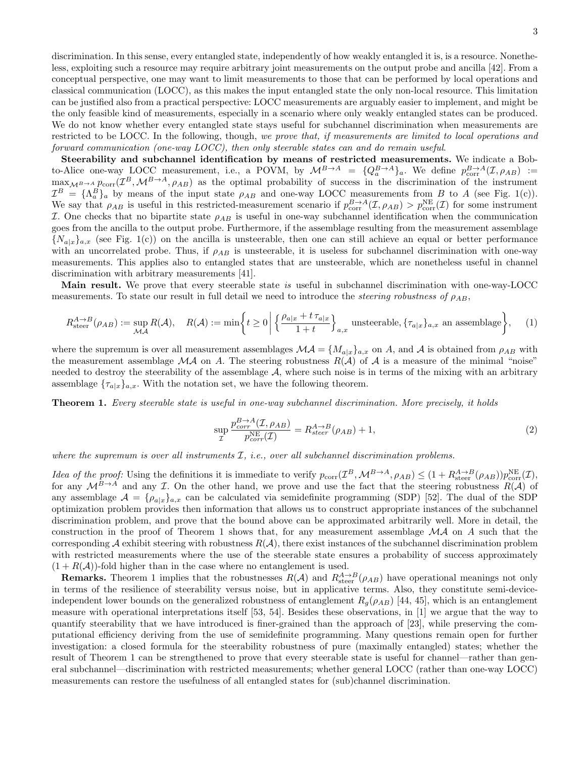discrimination. In this sense, every entangled state, independently of how weakly entangled it is, is a resource. Nonetheless, exploiting such a resource may require arbitrary joint measurements on the output probe and ancilla [42]. From a conceptual perspective, one may want to limit measurements to those that can be performed by local operations and classical communication (LOCC), as this makes the input entangled state the only non-local resource. This limitation can be justified also from a practical perspective: LOCC measurements are arguably easier to implement, and might be the only feasible kind of measurements, especially in a scenario where only weakly entangled states can be produced. We do not know whether every entangled state stays useful for subchannel discrimination when measurements are restricted to be LOCC. In the following, though, *we prove that, if measurements are limited to local operations and forward communication (one-way LOCC), then only steerable states can and do remain useful*.

**Steerability and subchannel identification by means of restricted measurements.** We indicate a Bob-to-Alice one-way LOCC measurement, i.e., a POVM, by $\mathcal{M}^{B\to A} = \{Q_a^{B\to A}\}_a$. We define $p_{\rm corr}^{B\to A}(\mathcal{I},\rho_{AB}) := \max_{\mathcal{M}^{B\to A}} p_{\rm corr}(\mathcal{I}^B,\mathcal{M}^{B\to A},\rho_{AB})$ as the optimal probability of success in the discrimination of the instrument $\mathcal{I}^B = \{\Lambda_a^B\}_a$ by means of the input state $\rho_{AB}$ and one-way LOCC measurements from $B$ to $A$ (see Fig. 1(c)). We say that $\rho_{AB}$ is useful in this restricted-measurement scenario if $p_{\rm corr}^{B\to A}(\mathcal{I},\rho_{AB}) > p_{\rm corr}^{\rm NE}(\mathcal{I})$ for some instrument $\mathcal{I}$. One checks that no bipartite state $\rho_{AB}$ is useful in one-way subchannel identification when the communication goes from the ancilla to the output probe. Furthermore, if the assemblage resulting from the measurement assemblage $\{N_{a|x}\}_{a,x}$ (see Fig. 1(c)) on the ancilla is unsteerable, then one can still achieve an equal or better performance with an uncorrelated probe. Thus, if $\rho_{AB}$ is unsteerable, it is useless for subchannel discrimination with one-way measurements. This applies also to entangled states that are unsteerable, which are nonetheless useful in channel discrimination with arbitrary measurements [41].

**Main result.** We prove that every steerable state *is* useful in subchannel discrimination with one-way-LOCC measurements. To state our result in full detail we need to introduce the *steering robustness of* $\rho_{AB}$,

$$R_{\rm steer}^{A\to B}(\rho_{AB}) := \sup_{\mathcal{MA}} R(\mathcal{A}), \quad R(\mathcal{A}) := \min\left\{ t\geq 0 \,\middle|\, \left\{\frac{\rho_{a|x}+t\,\tau_{a|x}}{1+t}\right\}_{a,x} \text{unsteerable}, \{\tau_{a|x}\}_{a,x} \text{ an assemblage}\right\}, \tag{1}$$

where the supremum is over all measurement assemblages $\mathcal{MA} = \{M_{a|x}\}_{a,x}$ on $A$, and $\mathcal{A}$ is obtained from $\rho_{AB}$ with the measurement assemblage $\mathcal{MA}$ on $A$. The steering robustness $R(\mathcal{A})$ of $\mathcal{A}$ is a measure of the minimal "noise" needed to destroy the steerability of the assemblage $\mathcal{A}$, where such noise is in terms of the mixing with an arbitrary assemblage $\{\tau_{a|x}\}_{a,x}$. With the notation set, we have the following theorem.

**Theorem 1.** *Every steerable state is useful in one-way subchannel discrimination. More precisely, it holds*

$$\sup_{\mathcal{I}} \frac{p_{corr}^{B\to A}(\mathcal{I},\rho_{AB})}{p_{corr}^{\rm NE}(\mathcal{I})} = R_{steer}^{A\to B}(\rho_{AB}) + 1, \tag{2}$$

*where the supremum is over all instruments $\mathcal{I}$, i.e., over all subchannel discrimination problems.*

*Idea of the proof:* Using the definitions it is immediate to verify $p_{\rm corr}(\mathcal{I}^B,\mathcal{M}^{B\to A},\rho_{AB}) \leq (1+R_{\rm steer}^{A\to B}(\rho_{AB}))p_{\rm corr}^{\rm NE}(\mathcal{I})$, for any $\mathcal{M}^{B\to A}$ and any $\mathcal{I}$. On the other hand, we prove and use the fact that the steering robustness $R(\mathcal{A})$ of any assemblage $\mathcal{A} = \{\rho_{a|x}\}_{a,x}$ can be calculated via semidefinite programming (SDP) [52]. The dual of the SDP optimization problem provides then information that allows us to construct appropriate instances of the subchannel discrimination problem, and prove that the bound above can be approximated arbitrarily well. More in detail, the construction in the proof of Theorem 1 shows that, for any measurement assemblage $\mathcal{MA}$ on $A$ such that the corresponding $\mathcal{A}$ exhibit steering with robustness $R(\mathcal{A})$, there exist instances of the subchannel discrimination problem with restricted measurements where the use of the steerable state ensures a probability of success approximately $(1+R(\mathcal{A}))$-fold higher than in the case where no entanglement is used.

**Remarks.** Theorem 1 implies that the robustnesses $R(\mathcal{A})$ and $R_{\rm steer}^{A\to B}(\rho_{AB})$ have operational meanings not only in terms of the resilience of steerability versus noise, but in applicative terms. Also, they constitute semi-device-independent lower bounds on the generalized robustness of entanglement $R_g(\rho_{AB})$ [44, 45], which is an entanglement measure with operational interpretations itself [53, 54]. Besides these observations, in [1] we argue that the way to quantify steerability that we have introduced is finer-grained than the approach of [23], while preserving the computational efficiency deriving from the use of semidefinite programming. Many questions remain open for further investigation: a closed formula for the steerability robustness of pure (maximally entangled) states; whether the result of Theorem 1 can be strengthened to prove that every steerable state is useful for channel—rather than general subchannel—discrimination with restricted measurements; whether general LOCC (rather than one-way LOCC) measurements can restore the usefulness of all entangled states for (sub)channel discrimination.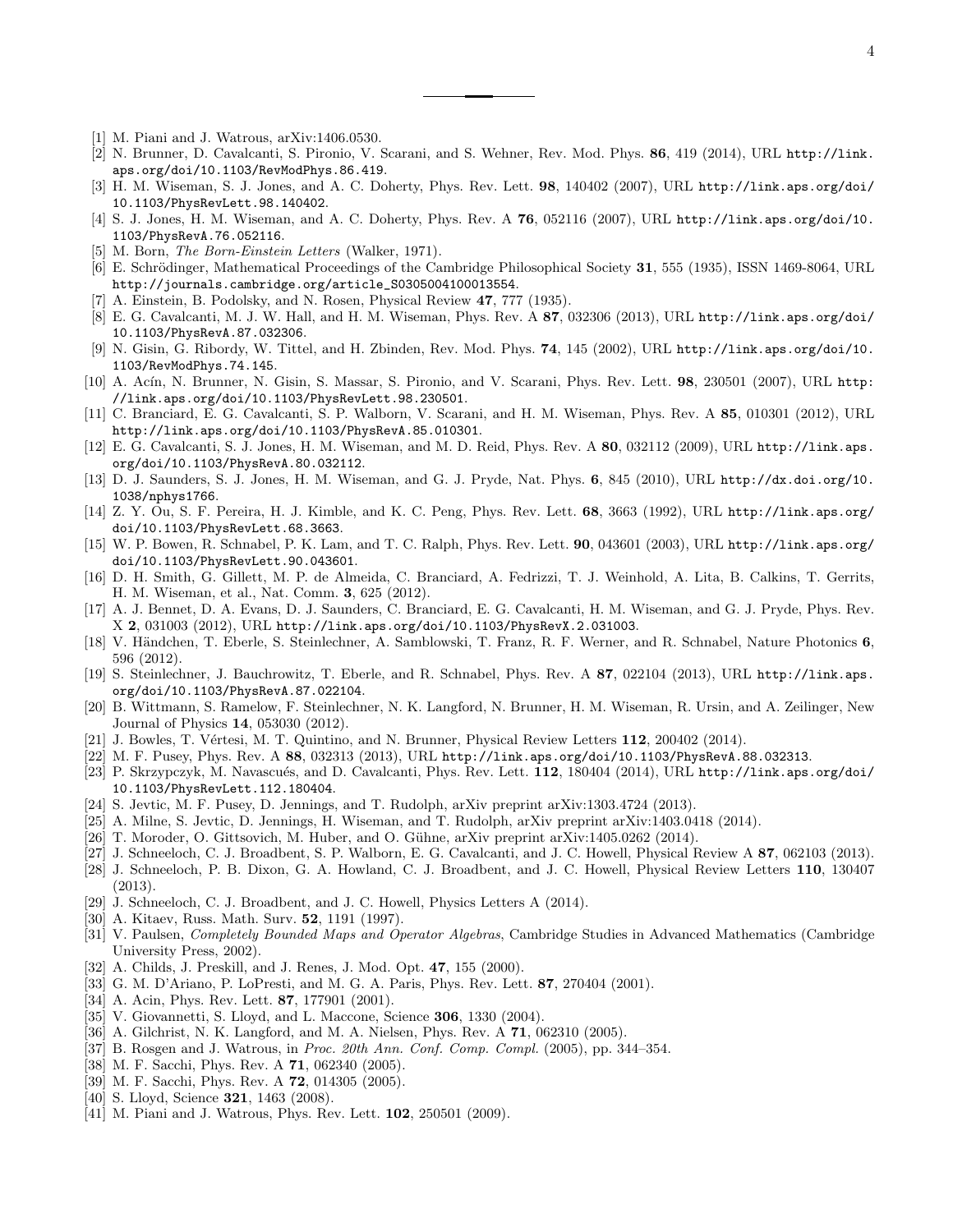- [1] M. Piani and J. Watrous, arXiv:1406.0530.
- [2] N. Brunner, D. Cavalcanti, S. Pironio, V. Scarani, and S. Wehner, Rev. Mod. Phys. **86**, 419 (2014), URL http://link.aps.org/doi/10.1103/RevModPhys.86.419.
- [3] H. M. Wiseman, S. J. Jones, and A. C. Doherty, Phys. Rev. Lett. **98**, 140402 (2007), URL http://link.aps.org/doi/10.1103/PhysRevLett.98.140402.
- [4] S. J. Jones, H. M. Wiseman, and A. C. Doherty, Phys. Rev. A **76**, 052116 (2007), URL http://link.aps.org/doi/10.1103/PhysRevA.76.052116.
- [5] M. Born, *The Born-Einstein Letters* (Walker, 1971).
- [6] E. Schrödinger, Mathematical Proceedings of the Cambridge Philosophical Society **31**, 555 (1935), ISSN 1469-8064, URL http://journals.cambridge.org/article_S0305004100013554.
- [7] A. Einstein, B. Podolsky, and N. Rosen, Physical Review **47**, 777 (1935).
- [8] E. G. Cavalcanti, M. J. W. Hall, and H. M. Wiseman, Phys. Rev. A **87**, 032306 (2013), URL http://link.aps.org/doi/10.1103/PhysRevA.87.032306.
- [9] N. Gisin, G. Ribordy, W. Tittel, and H. Zbinden, Rev. Mod. Phys. **74**, 145 (2002), URL http://link.aps.org/doi/10.1103/RevModPhys.74.145.
- [10] A. Acín, N. Brunner, N. Gisin, S. Massar, S. Pironio, and V. Scarani, Phys. Rev. Lett. **98**, 230501 (2007), URL http://link.aps.org/doi/10.1103/PhysRevLett.98.230501.
- [11] C. Branciard, E. G. Cavalcanti, S. P. Walborn, V. Scarani, and H. M. Wiseman, Phys. Rev. A **85**, 010301 (2012), URL http://link.aps.org/doi/10.1103/PhysRevA.85.010301.
- [12] E. G. Cavalcanti, S. J. Jones, H. M. Wiseman, and M. D. Reid, Phys. Rev. A **80**, 032112 (2009), URL http://link.aps.org/doi/10.1103/PhysRevA.80.032112.
- [13] D. J. Saunders, S. J. Jones, H. M. Wiseman, and G. J. Pryde, Nat. Phys. **6**, 845 (2010), URL http://dx.doi.org/10.1038/nphys1766.
- [14] Z. Y. Ou, S. F. Pereira, H. J. Kimble, and K. C. Peng, Phys. Rev. Lett. **68**, 3663 (1992), URL http://link.aps.org/doi/10.1103/PhysRevLett.68.3663.
- [15] W. P. Bowen, R. Schnabel, P. K. Lam, and T. C. Ralph, Phys. Rev. Lett. **90**, 043601 (2003), URL http://link.aps.org/doi/10.1103/PhysRevLett.90.043601.
- [16] D. H. Smith, G. Gillett, M. P. de Almeida, C. Branciard, A. Fedrizzi, T. J. Weinhold, A. Lita, B. Calkins, T. Gerrits, H. M. Wiseman, et al., Nat. Comm. **3**, 625 (2012).
- [17] A. J. Bennet, D. A. Evans, D. J. Saunders, C. Branciard, E. G. Cavalcanti, H. M. Wiseman, and G. J. Pryde, Phys. Rev. X **2**, 031003 (2012), URL http://link.aps.org/doi/10.1103/PhysRevX.2.031003.
- [18] V. Händchen, T. Eberle, S. Steinlechner, A. Samblowski, T. Franz, R. F. Werner, and R. Schnabel, Nature Photonics **6**, 596 (2012).
- [19] S. Steinlechner, J. Bauchrowitz, T. Eberle, and R. Schnabel, Phys. Rev. A **87**, 022104 (2013), URL http://link.aps.org/doi/10.1103/PhysRevA.87.022104.
- [20] B. Wittmann, S. Ramelow, F. Steinlechner, N. K. Langford, N. Brunner, H. M. Wiseman, R. Ursin, and A. Zeilinger, New Journal of Physics **14**, 053030 (2012).
- [21] J. Bowles, T. Vértesi, M. T. Quintino, and N. Brunner, Physical Review Letters **112**, 200402 (2014).
- [22] M. F. Pusey, Phys. Rev. A **88**, 032313 (2013), URL http://link.aps.org/doi/10.1103/PhysRevA.88.032313.
- [23] P. Skrzypczyk, M. Navascués, and D. Cavalcanti, Phys. Rev. Lett. **112**, 180404 (2014), URL http://link.aps.org/doi/10.1103/PhysRevLett.112.180404.
- [24] S. Jevtic, M. F. Pusey, D. Jennings, and T. Rudolph, arXiv preprint arXiv:1303.4724 (2013).
- [25] A. Milne, S. Jevtic, D. Jennings, H. Wiseman, and T. Rudolph, arXiv preprint arXiv:1403.0418 (2014).
- [26] T. Moroder, O. Gittsovich, M. Huber, and O. Gühne, arXiv preprint arXiv:1405.0262 (2014).
- [27] J. Schneeloch, C. J. Broadbent, S. P. Walborn, E. G. Cavalcanti, and J. C. Howell, Physical Review A **87**, 062103 (2013).
- [28] J. Schneeloch, P. B. Dixon, G. A. Howland, C. J. Broadbent, and J. C. Howell, Physical Review Letters **110**, 130407 (2013).
- [29] J. Schneeloch, C. J. Broadbent, and J. C. Howell, Physics Letters A (2014).
- [30] A. Kitaev, Russ. Math. Surv. **52**, 1191 (1997).
- [31] V. Paulsen, *Completely Bounded Maps and Operator Algebras*, Cambridge Studies in Advanced Mathematics (Cambridge University Press, 2002).
- [32] A. Childs, J. Preskill, and J. Renes, J. Mod. Opt. **47**, 155 (2000).
- [33] G. M. D'Ariano, P. LoPresti, and M. G. A. Paris, Phys. Rev. Lett. **87**, 270404 (2001).
- [34] A. Acin, Phys. Rev. Lett. **87**, 177901 (2001).
- [35] V. Giovannetti, S. Lloyd, and L. Maccone, Science **306**, 1330 (2004).
- [36] A. Gilchrist, N. K. Langford, and M. A. Nielsen, Phys. Rev. A **71**, 062310 (2005).
- [37] B. Rosgen and J. Watrous, in *Proc. 20th Ann. Conf. Comp. Compl.* (2005), pp. 344–354.
- [38] M. F. Sacchi, Phys. Rev. A **71**, 062340 (2005).
- [39] M. F. Sacchi, Phys. Rev. A **72**, 014305 (2005).
- [40] S. Lloyd, Science **321**, 1463 (2008).
- [41] M. Piani and J. Watrous, Phys. Rev. Lett. **102**, 250501 (2009).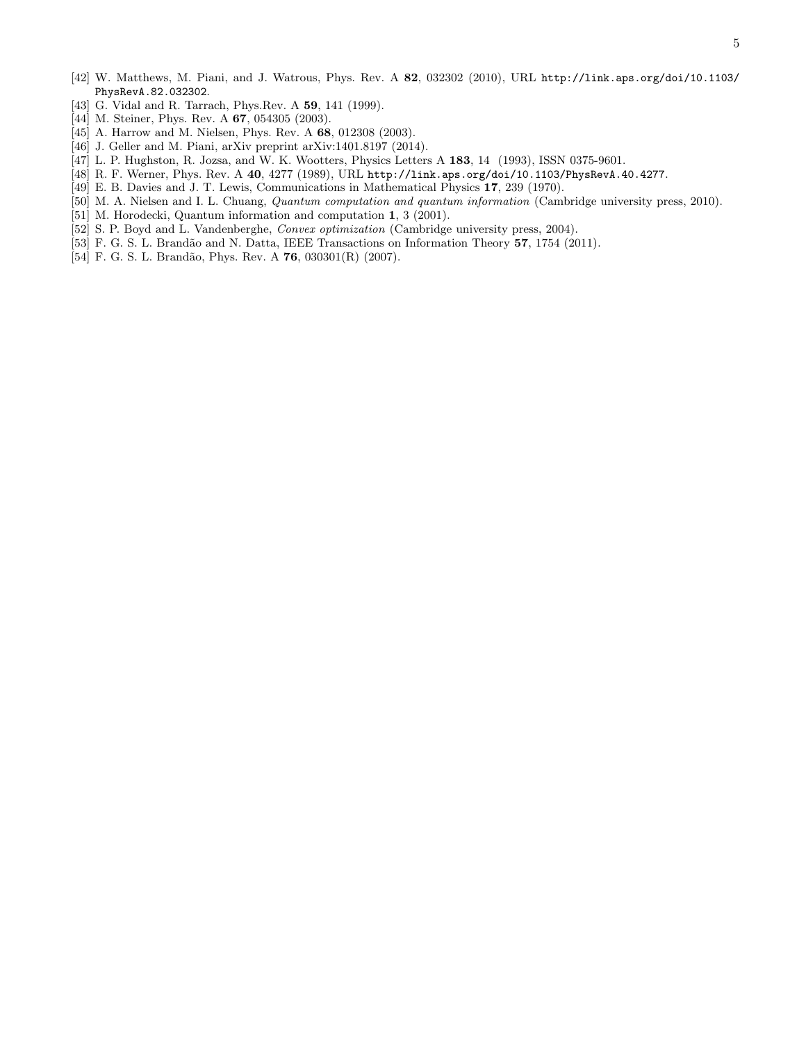[42] W. Matthews, M. Piani, and J. Watrous, Phys. Rev. A **82**, 032302 (2010), URL http://link.aps.org/doi/10.1103/PhysRevA.82.032302.

[43] G. Vidal and R. Tarrach, Phys.Rev. A **59**, 141 (1999).

[44] M. Steiner, Phys. Rev. A **67**, 054305 (2003).

[45] A. Harrow and M. Nielsen, Phys. Rev. A **68**, 012308 (2003).

[46] J. Geller and M. Piani, arXiv preprint arXiv:1401.8197 (2014).

[47] L. P. Hughston, R. Jozsa, and W. K. Wootters, Physics Letters A **183**, 14 (1993), ISSN 0375-9601.

[48] R. F. Werner, Phys. Rev. A **40**, 4277 (1989), URL http://link.aps.org/doi/10.1103/PhysRevA.40.4277.

[49] E. B. Davies and J. T. Lewis, Communications in Mathematical Physics **17**, 239 (1970).

[50] M. A. Nielsen and I. L. Chuang, *Quantum computation and quantum information* (Cambridge university press, 2010).

[51] M. Horodecki, Quantum information and computation **1**, 3 (2001).

[52] S. P. Boyd and L. Vandenberghe, *Convex optimization* (Cambridge university press, 2004).

[53] F. G. S. L. Brandão and N. Datta, IEEE Transactions on Information Theory **57**, 1754 (2011).

[54] F. G. S. L. Brandão, Phys. Rev. A **76**, 030301(R) (2007).